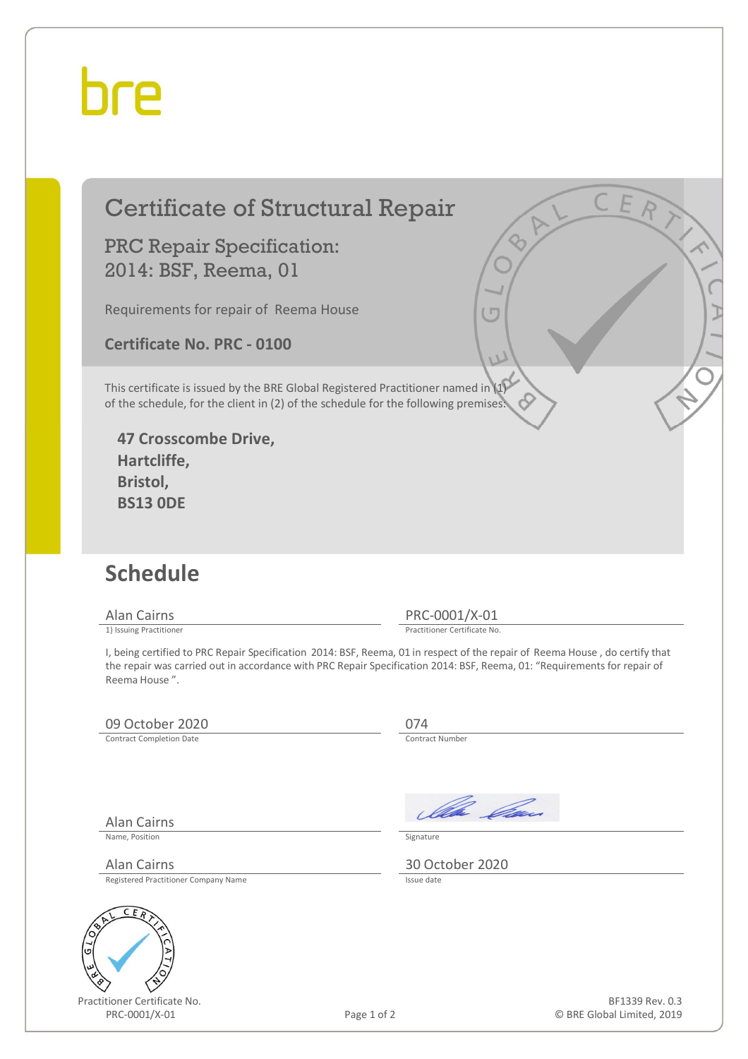bre

# Certificate of Structural Repair

## PRC Repair Specification: 2014: BSF, Reema, 01

Requirements for repair of Reema House

**Certificate No. PRC - 0100**

This certificate is issued by the BRE Global Registered Practitioner named in (1) of the schedule, for the client in (2) of the schedule for the following premises:

**47 Crosscombe Drive,**
**Hartcliffe,**
**Bristol,**
**BS13 0DE**

## Schedule

Alan Cairns
1) Issuing Practitioner

PRC-0001/X-01
Practitioner Certificate No.

I, being certified to PRC Repair Specification 2014: BSF, Reema, 01 in respect of the repair of Reema House , do certify that the repair was carried out in accordance with PRC Repair Specification 2014: BSF, Reema, 01: "Requirements for repair of Reema House ".

09 October 2020
Contract Completion Date

074
Contract Number

Alan Cairns
Name, Position

Signature

Alan Cairns
Registered Practitioner Company Name

30 October 2020
Issue date

Practitioner Certificate No.
PRC-0001/X-01

BF1339 Rev. 0.3
© BRE Global Limited, 2019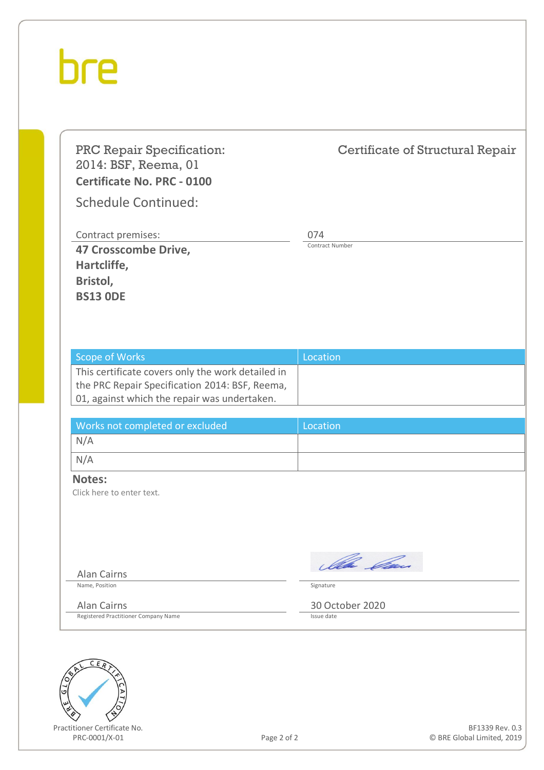bre

PRC Repair Specification:
2014: BSF, Reema, 01
**Certificate No. PRC - 0100**

Certificate of Structural Repair

## Schedule Continued:

Contract premises:
**47 Crosscombe Drive,**
**Hartcliffe,**
**Bristol,**
**BS13 0DE**

074
Contract Number

| Scope of Works | Location |
|---|---|
| This certificate covers only the work detailed in the PRC Repair Specification 2014: BSF, Reema, 01, against which the repair was undertaken. | |

| Works not completed or excluded | Location |
|---|---|
| N/A | |
| N/A | |

**Notes:**
Click here to enter text.

Alan Cairns
Name, Position

Signature

Alan Cairns
Registered Practitioner Company Name

30 October 2020
Issue date

BRE GLOBAL CERTIFICATION

Practitioner Certificate No.
PRC-0001/X-01

BF1339 Rev. 0.3
© BRE Global Limited, 2019